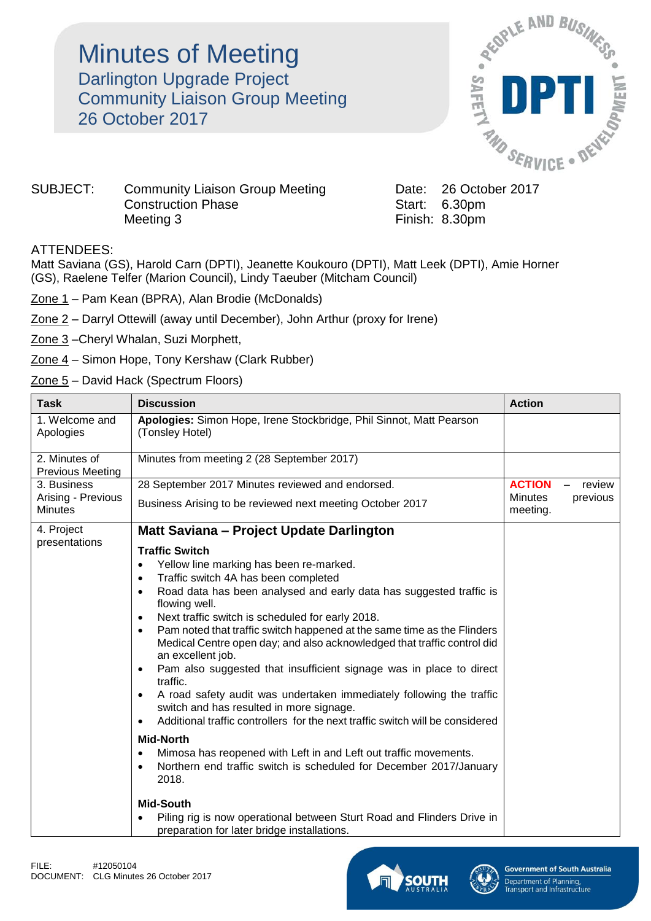# Minutes of Meeting

## Darlington Upgrade Project
## Community Liaison Group Meeting
## 26 October 2017

SUBJECT: Community Liaison Group Meeting
Construction Phase
Meeting 3

Date: 26 October 2017
Start: 6.30pm
Finish: 8.30pm

ATTENDEES:
Matt Saviana (GS), Harold Carn (DPTI), Jeanette Koukouro (DPTI), Matt Leek (DPTI), Amie Horner (GS), Raelene Telfer (Marion Council), Lindy Taeuber (Mitcham Council)

Zone 1 – Pam Kean (BPRA), Alan Brodie (McDonalds)

Zone 2 – Darryl Ottewill (away until December), John Arthur (proxy for Irene)

Zone 3 –Cheryl Whalan, Suzi Morphett,

Zone 4 – Simon Hope, Tony Kershaw (Clark Rubber)

Zone 5 – David Hack (Spectrum Floors)

| Task | Discussion | Action |
|---|---|---|
| 1. Welcome and Apologies | **Apologies:** Simon Hope, Irene Stockbridge, Phil Sinnot, Matt Pearson (Tonsley Hotel) | |
| 2. Minutes of Previous Meeting | Minutes from meeting 2 (28 September 2017) | |
| 3. Business Arising - Previous Minutes | 28 September 2017 Minutes reviewed and endorsed.<br><br>Business Arising to be reviewed next meeting October 2017 | **ACTION** – review Minutes previous meeting. |
| 4. Project presentations | **Matt Saviana – Project Update Darlington**<br><br>**Traffic Switch**<br>• Yellow line marking has been re-marked.<br>• Traffic switch 4A has been completed<br>• Road data has been analysed and early data has suggested traffic is flowing well.<br>• Next traffic switch is scheduled for early 2018.<br>• Pam noted that traffic switch happened at the same time as the Flinders Medical Centre open day; and also acknowledged that traffic control did an excellent job.<br>• Pam also suggested that insufficient signage was in place to direct traffic.<br>• A road safety audit was undertaken immediately following the traffic switch and has resulted in more signage.<br>• Additional traffic controllers for the next traffic switch will be considered<br><br>**Mid-North**<br>• Mimosa has reopened with Left in and Left out traffic movements.<br>• Northern end traffic switch is scheduled for December 2017/January 2018.<br><br>**Mid-South**<br>• Piling rig is now operational between Sturt Road and Flinders Drive in preparation for later bridge installations. | |

FILE: #12050104
DOCUMENT: CLG Minutes 26 October 2017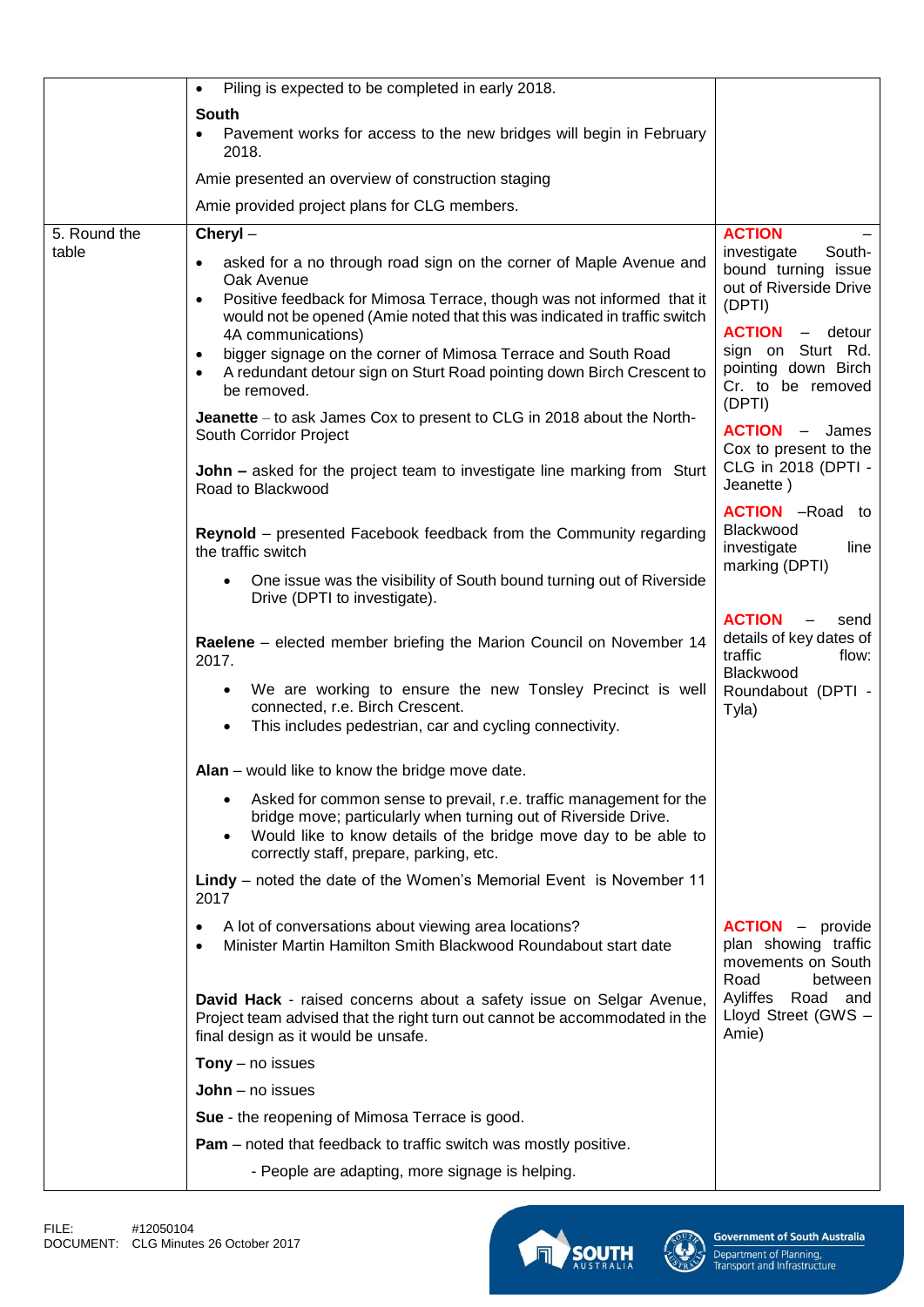| | | |
|---|---|---|
| | • Piling is expected to be completed in early 2018.<br><br>**South**<br>• Pavement works for access to the new bridges will begin in February 2018.<br><br>Amie presented an overview of construction staging<br><br>Amie provided project plans for CLG members. | |
| 5. Round the table | **Cheryl** –<br>• asked for a no through road sign on the corner of Maple Avenue and Oak Avenue<br>• Positive feedback for Mimosa Terrace, though was not informed that it would not be opened (Amie noted that this was indicated in traffic switch 4A communications)<br>• bigger signage on the corner of Mimosa Terrace and South Road<br>• A redundant detour sign on Sturt Road pointing down Birch Crescent to be removed.<br><br>**Jeanette** – to ask James Cox to present to CLG in 2018 about the North-South Corridor Project<br><br>**John –** asked for the project team to investigate line marking from Sturt Road to Blackwood<br><br>**Reynold** – presented Facebook feedback from the Community regarding the traffic switch<br>• One issue was the visibility of South bound turning out of Riverside Drive (DPTI to investigate).<br><br>**Raelene** – elected member briefing the Marion Council on November 14 2017.<br>• We are working to ensure the new Tonsley Precinct is well connected, r.e. Birch Crescent.<br>• This includes pedestrian, car and cycling connectivity.<br><br>**Alan** – would like to know the bridge move date.<br>• Asked for common sense to prevail, r.e. traffic management for the bridge move; particularly when turning out of Riverside Drive.<br>• Would like to know details of the bridge move day to be able to correctly staff, prepare, parking, etc.<br><br>**Lindy** – noted the date of the Women's Memorial Event is November 11 2017<br>• A lot of conversations about viewing area locations?<br>• Minister Martin Hamilton Smith Blackwood Roundabout start date<br><br>**David Hack** - raised concerns about a safety issue on Selgar Avenue, Project team advised that the right turn out cannot be accommodated in the final design as it would be unsafe.<br><br>**Tony** – no issues<br><br>**John** – no issues<br><br>**Sue** - the reopening of Mimosa Terrace is good.<br><br>**Pam** – noted that feedback to traffic switch was mostly positive.<br>- People are adapting, more signage is helping. | **ACTION** – investigate South-bound turning issue out of Riverside Drive (DPTI)<br><br>**ACTION** – detour sign on Sturt Rd. pointing down Birch Cr. to be removed (DPTI)<br><br>**ACTION** – James Cox to present to the CLG in 2018 (DPTI - Jeanette )<br><br>**ACTION** –Road to Blackwood investigate line marking (DPTI)<br><br>**ACTION** – send details of key dates of traffic flow: Blackwood Roundabout (DPTI - Tyla)<br><br>**ACTION** – provide plan showing traffic movements on South Road between Ayliffes Road and Lloyd Street (GWS – Amie) |

FILE: #12050104
DOCUMENT: CLG Minutes 26 October 2017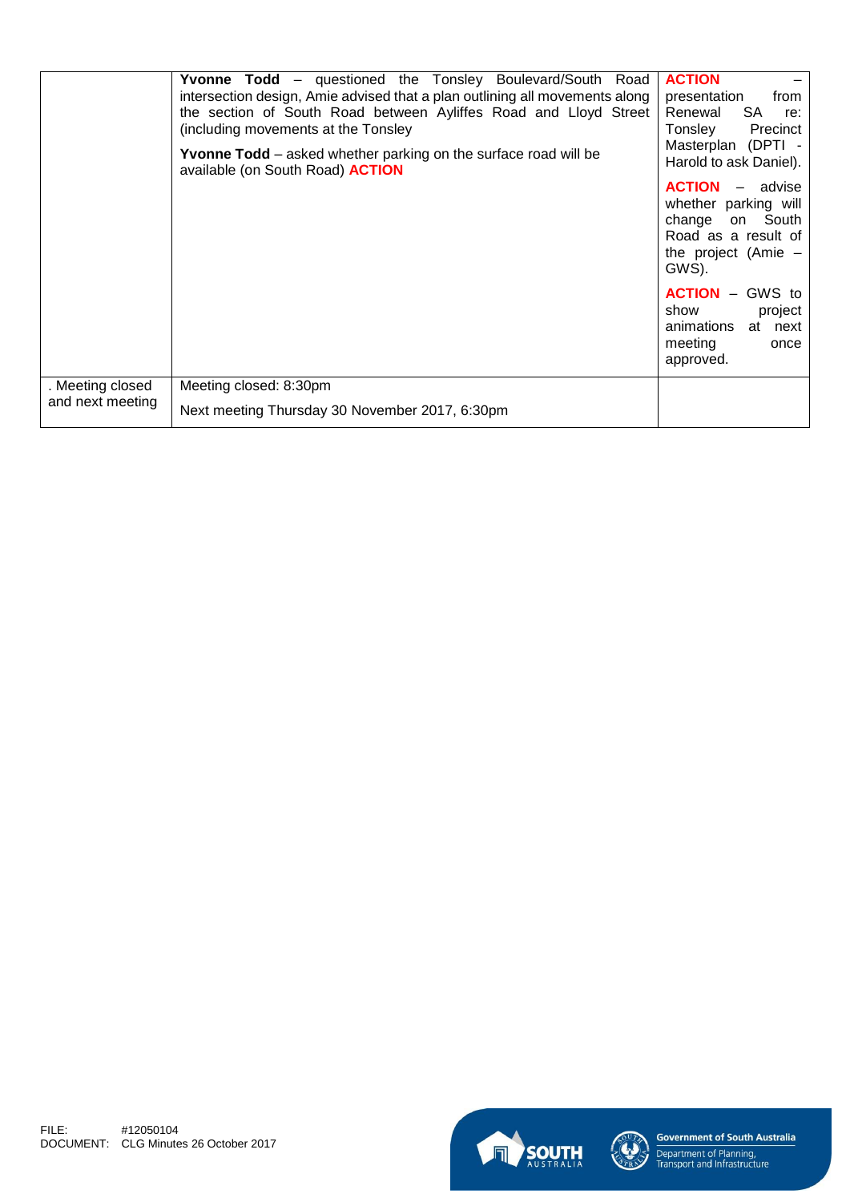|  |  |  |
|---|---|---|
|  | **Yvonne Todd** – questioned the Tonsley Boulevard/South Road intersection design, Amie advised that a plan outlining all movements along the section of South Road between Ayliffes Road and Lloyd Street (including movements at the Tonsley<br><br>**Yvonne Todd** – asked whether parking on the surface road will be available (on South Road) **ACTION** | **ACTION** – presentation from Renewal SA re: Tonsley Precinct Masterplan (DPTI - Harold to ask Daniel).<br><br>**ACTION** – advise whether parking will change on South Road as a result of the project (Amie – GWS).<br><br>**ACTION** – GWS to show project animations at next meeting once approved. |
| . Meeting closed and next meeting | Meeting closed: 8:30pm<br><br>Next meeting Thursday 30 November 2017, 6:30pm |  |

FILE: #12050104
DOCUMENT: CLG Minutes 26 October 2017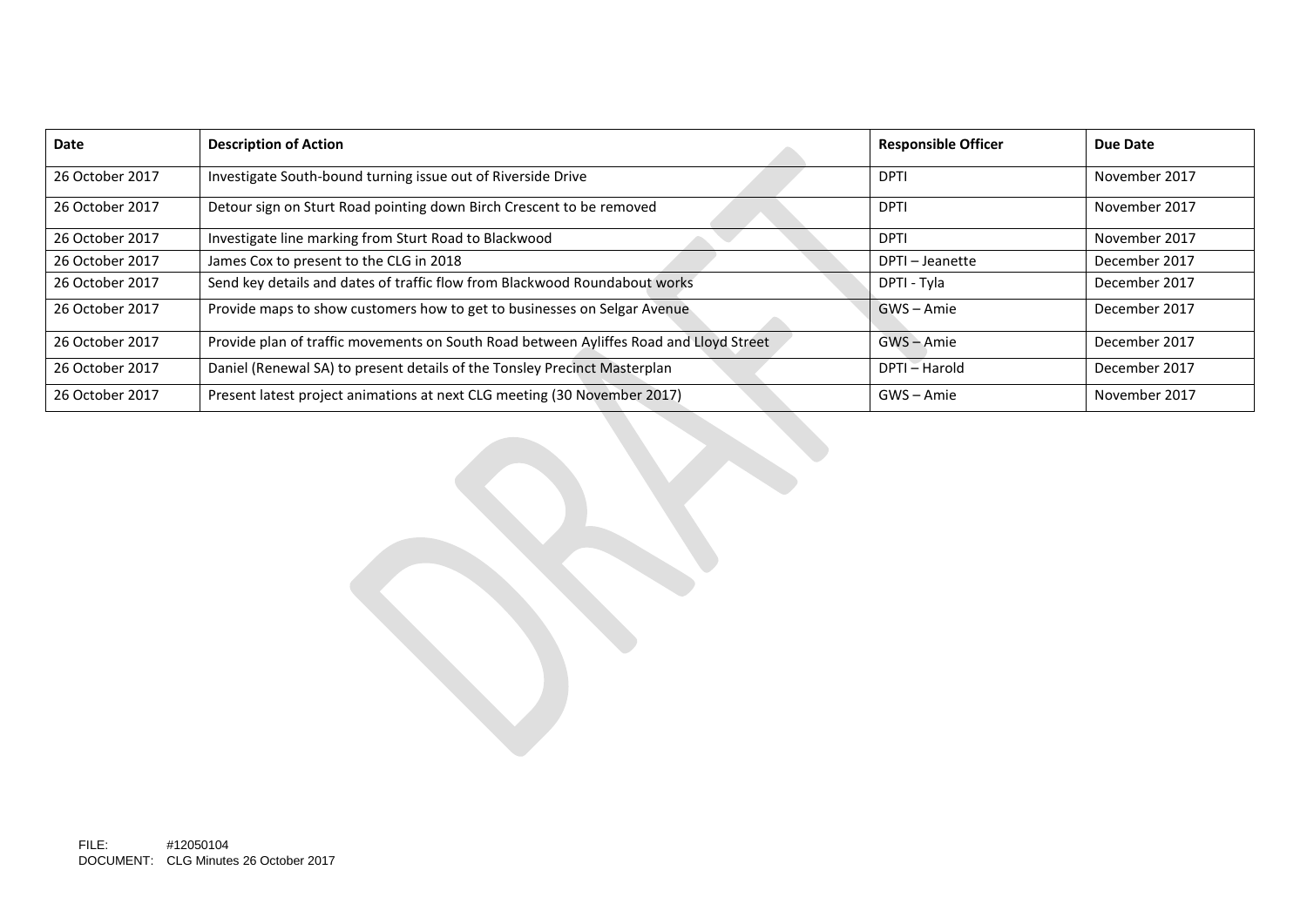| Date | Description of Action | Responsible Officer | Due Date |
| --- | --- | --- | --- |
| 26 October 2017 | Investigate South-bound turning issue out of Riverside Drive | DPTI | November 2017 |
| 26 October 2017 | Detour sign on Sturt Road pointing down Birch Crescent to be removed | DPTI | November 2017 |
| 26 October 2017 | Investigate line marking from Sturt Road to Blackwood | DPTI | November 2017 |
| 26 October 2017 | James Cox to present to the CLG in 2018 | DPTI – Jeanette | December 2017 |
| 26 October 2017 | Send key details and dates of traffic flow from Blackwood Roundabout works | DPTI - Tyla | December 2017 |
| 26 October 2017 | Provide maps to show customers how to get to businesses on Selgar Avenue | GWS – Amie | December 2017 |
| 26 October 2017 | Provide plan of traffic movements on South Road between Ayliffes Road and Lloyd Street | GWS – Amie | December 2017 |
| 26 October 2017 | Daniel (Renewal SA) to present details of the Tonsley Precinct Masterplan | DPTI – Harold | December 2017 |
| 26 October 2017 | Present latest project animations at next CLG meeting (30 November 2017) | GWS – Amie | November 2017 |

FILE: #12050104
DOCUMENT: CLG Minutes 26 October 2017